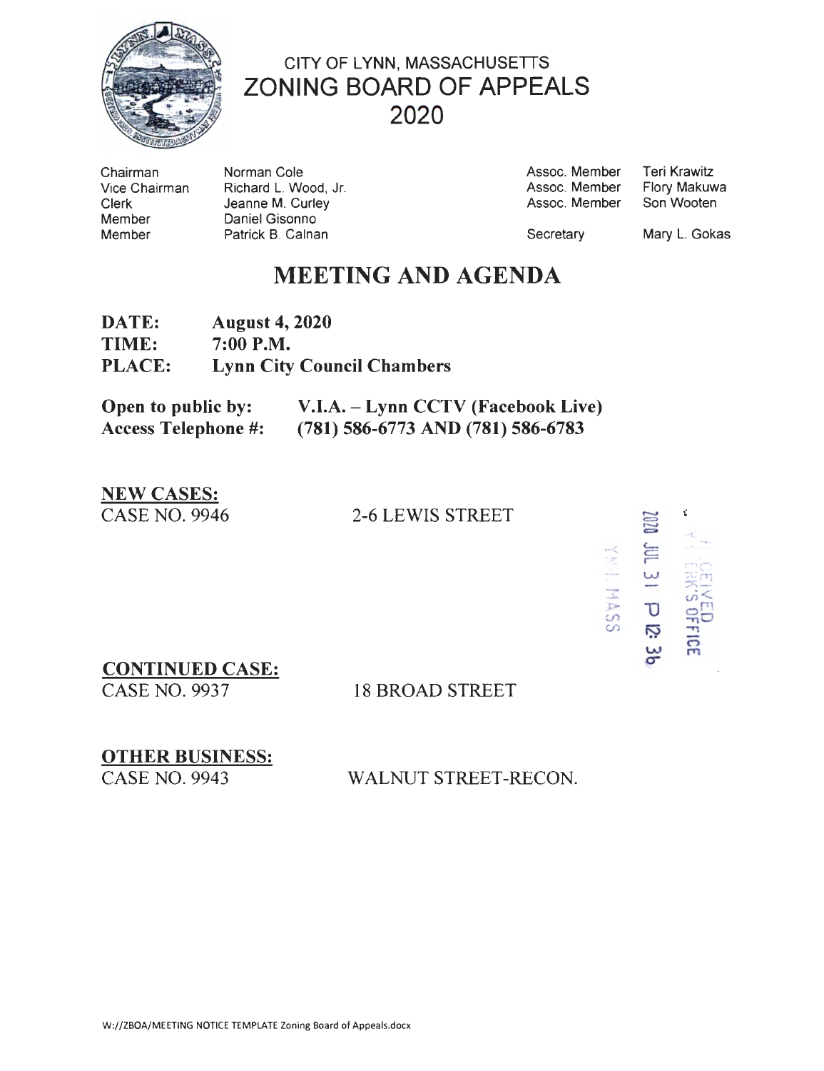# CITY OF LYNN, MASSACHUSETTS
# ZONING BOARD OF APPEALS
# 2020

| | | | |
|---|---|---|---|
| Chairman | Norman Cole | Assoc. Member | Teri Krawitz |
| Vice Chairman | Richard L. Wood, Jr. | Assoc. Member | Flory Makuwa |
| Clerk | Jeanne M. Curley | Assoc. Member | Son Wooten |
| Member | Daniel Gisonno | | |
| Member | Patrick B. Calnan | Secretary | Mary L. Gokas |

## MEETING AND AGENDA

**DATE:** **August 4, 2020**
**TIME:** **7:00 P.M.**
**PLACE:** **Lynn City Council Chambers**

**Open to public by:** **V.I.A. – Lynn CCTV (Facebook Live)**
**Access Telephone #:** **(781) 586-6773 AND (781) 586-6783**

RECEIVED
CLERK'S OFFICE
2020 JUL 31 P 12: 36
LYNN, MASS

**NEW CASES:**
CASE NO. 9946 2-6 LEWIS STREET

**CONTINUED CASE:**
CASE NO. 9937 18 BROAD STREET

**OTHER BUSINESS:**
CASE NO. 9943 WALNUT STREET-RECON.

W://ZBOA/MEETING NOTICE TEMPLATE Zoning Board of Appeals.docx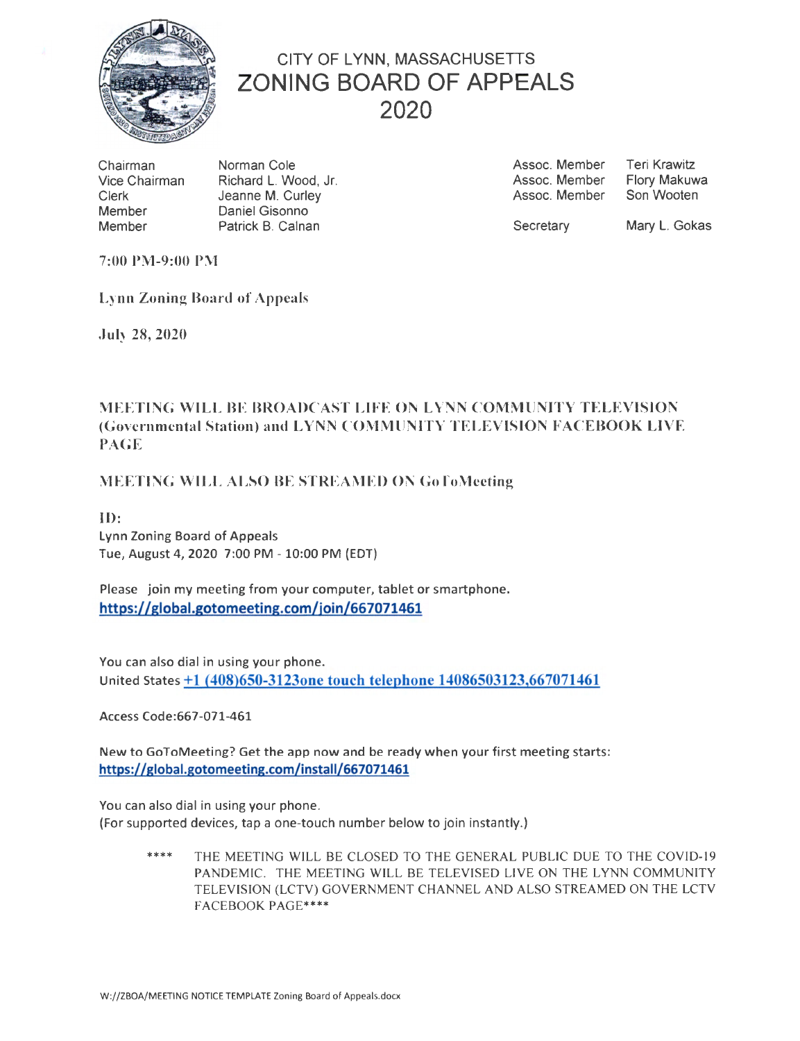# CITY OF LYNN, MASSACHUSETTS
# ZONING BOARD OF APPEALS
# 2020

| | | | |
|---|---|---|---|
| Chairman | Norman Cole | Assoc. Member | Teri Krawitz |
| Vice Chairman | Richard L. Wood, Jr. | Assoc. Member | Flory Makuwa |
| Clerk | Jeanne M. Curley | Assoc. Member | Son Wooten |
| Member | Daniel Gisonno | | |
| Member | Patrick B. Calnan | Secretary | Mary L. Gokas |

7:00 PM-9:00 PM

Lynn Zoning Board of Appeals

July 28, 2020

MEETING WILL BE BROADCAST LIFE ON LYNN COMMUNITY TELEVISION (Governmental Station) and LYNN COMMUNITY TELEVISION FACEBOOK LIVE PAGE

MEETING WILL ALSO BE STREAMED ON GoToMeeting

ID:
Lynn Zoning Board of Appeals
Tue, August 4, 2020 7:00 PM - 10:00 PM (EDT)

Please join my meeting from your computer, tablet or smartphone.
**https://global.gotomeeting.com/join/667071461**

You can also dial in using your phone.
United States **+1 (408)650-3123one touch telephone 14086503123,667071461**

Access Code:667-071-461

New to GoToMeeting? Get the app now and be ready when your first meeting starts:
**https://global.gotomeeting.com/install/667071461**

You can also dial in using your phone.
(For supported devices, tap a one-touch number below to join instantly.)

**** THE MEETING WILL BE CLOSED TO THE GENERAL PUBLIC DUE TO THE COVID-19 PANDEMIC. THE MEETING WILL BE TELEVISED LIVE ON THE LYNN COMMUNITY TELEVISION (LCTV) GOVERNMENT CHANNEL AND ALSO STREAMED ON THE LCTV FACEBOOK PAGE****

W://ZBOA/MEETING NOTICE TEMPLATE Zoning Board of Appeals.docx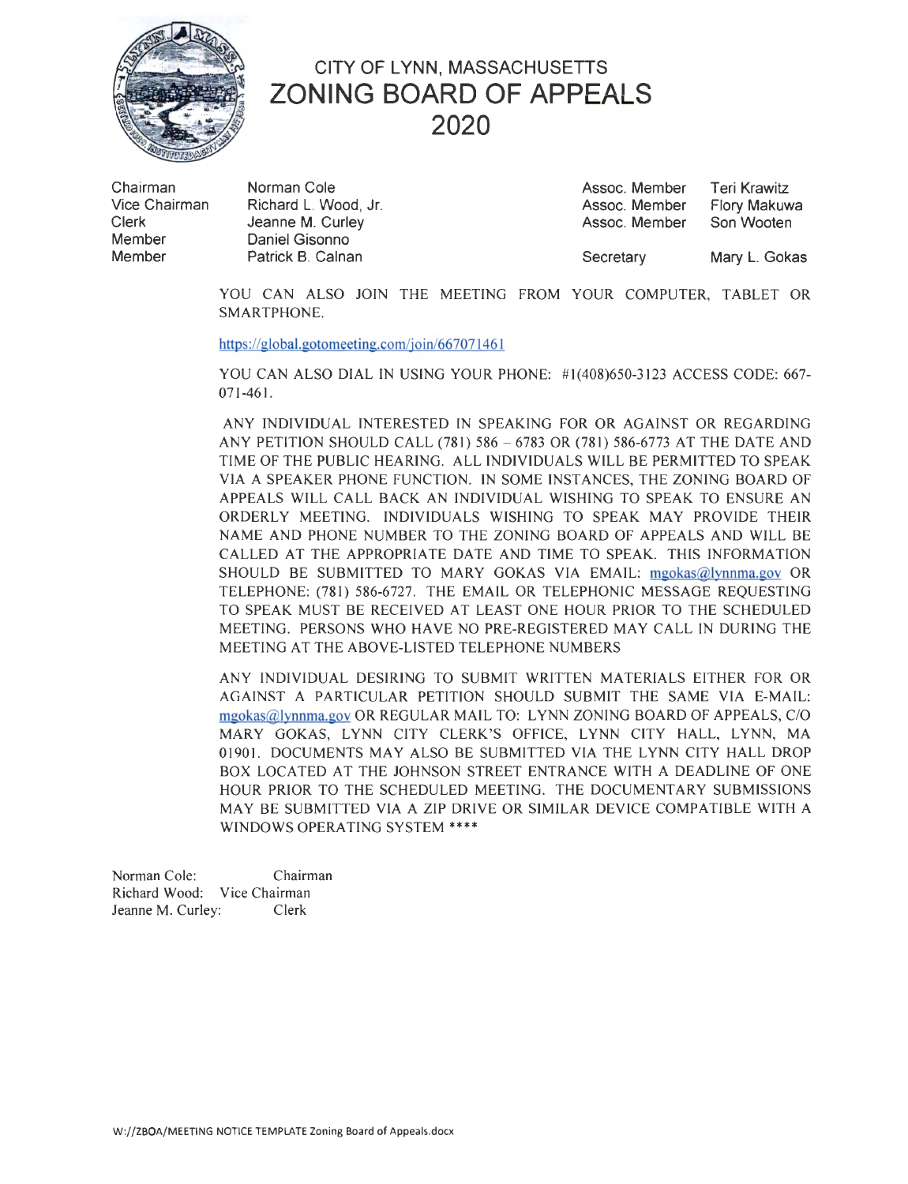# CITY OF LYNN, MASSACHUSETTS
# ZONING BOARD OF APPEALS
# 2020

| | | | |
|---|---|---|---|
| Chairman | Norman Cole | Assoc. Member | Teri Krawitz |
| Vice Chairman | Richard L. Wood, Jr. | Assoc. Member | Flory Makuwa |
| Clerk | Jeanne M. Curley | Assoc. Member | Son Wooten |
| Member | Daniel Gisonno | | |
| Member | Patrick B. Calnan | Secretary | Mary L. Gokas |

YOU CAN ALSO JOIN THE MEETING FROM YOUR COMPUTER, TABLET OR SMARTPHONE.

https://global.gotomeeting.com/join/667071461

YOU CAN ALSO DIAL IN USING YOUR PHONE: #1(408)650-3123 ACCESS CODE: 667-071-461.

ANY INDIVIDUAL INTERESTED IN SPEAKING FOR OR AGAINST OR REGARDING ANY PETITION SHOULD CALL (781) 586 – 6783 OR (781) 586-6773 AT THE DATE AND TIME OF THE PUBLIC HEARING. ALL INDIVIDUALS WILL BE PERMITTED TO SPEAK VIA A SPEAKER PHONE FUNCTION. IN SOME INSTANCES, THE ZONING BOARD OF APPEALS WILL CALL BACK AN INDIVIDUAL WISHING TO SPEAK TO ENSURE AN ORDERLY MEETING. INDIVIDUALS WISHING TO SPEAK MAY PROVIDE THEIR NAME AND PHONE NUMBER TO THE ZONING BOARD OF APPEALS AND WILL BE CALLED AT THE APPROPRIATE DATE AND TIME TO SPEAK. THIS INFORMATION SHOULD BE SUBMITTED TO MARY GOKAS VIA EMAIL: mgokas@lynnma.gov OR TELEPHONE: (781) 586-6727. THE EMAIL OR TELEPHONIC MESSAGE REQUESTING TO SPEAK MUST BE RECEIVED AT LEAST ONE HOUR PRIOR TO THE SCHEDULED MEETING. PERSONS WHO HAVE NO PRE-REGISTERED MAY CALL IN DURING THE MEETING AT THE ABOVE-LISTED TELEPHONE NUMBERS

ANY INDIVIDUAL DESIRING TO SUBMIT WRITTEN MATERIALS EITHER FOR OR AGAINST A PARTICULAR PETITION SHOULD SUBMIT THE SAME VIA E-MAIL: mgokas@lynnma.gov OR REGULAR MAIL TO: LYNN ZONING BOARD OF APPEALS, C/O MARY GOKAS, LYNN CITY CLERK'S OFFICE, LYNN CITY HALL, LYNN, MA 01901. DOCUMENTS MAY ALSO BE SUBMITTED VIA THE LYNN CITY HALL DROP BOX LOCATED AT THE JOHNSON STREET ENTRANCE WITH A DEADLINE OF ONE HOUR PRIOR TO THE SCHEDULED MEETING. THE DOCUMENTARY SUBMISSIONS MAY BE SUBMITTED VIA A ZIP DRIVE OR SIMILAR DEVICE COMPATIBLE WITH A WINDOWS OPERATING SYSTEM ****

Norman Cole: Chairman
Richard Wood: Vice Chairman
Jeanne M. Curley: Clerk

W://ZBOA/MEETING NOTICE TEMPLATE Zoning Board of Appeals.docx